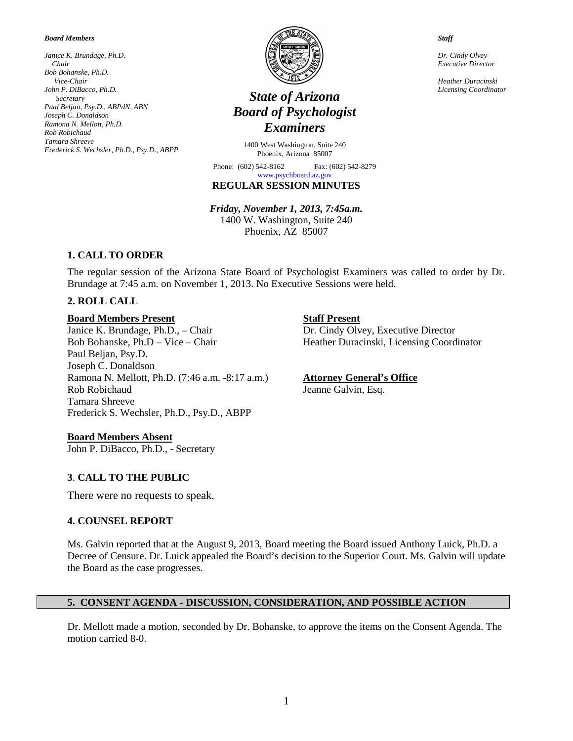*Board Members*

*Janice K. Brundage, Ph.D.*
*Chair*
*Bob Bohanske, Ph.D.*
*Vice-Chair*
*John P. DiBacco, Ph.D.*
*Secretary*
*Paul Beljan, Psy.D., ABPdN, ABN*
*Joseph C. Donaldson*
*Ramona N. Mellott, Ph.D.*
*Rob Robichaud*
*Tamara Shreeve*
*Frederick S. Wechsler, Ph.D., Psy.D., ABPP*

# *State of Arizona Board of Psychologist Examiners*

1400 West Washington, Suite 240
Phoenix, Arizona 85007

Phone: (602) 542-8162 Fax: (602) 542-8279
www.psychboard.az.gov

*Staff*

*Dr. Cindy Olvey*
*Executive Director*

*Heather Duracinski*
*Licensing Coordinator*

## REGULAR SESSION MINUTES

***Friday, November 1, 2013, 7:45a.m.***
1400 W. Washington, Suite 240
Phoenix, AZ 85007

### 1. CALL TO ORDER

The regular session of the Arizona State Board of Psychologist Examiners was called to order by Dr. Brundage at 7:45 a.m. on November 1, 2013. No Executive Sessions were held.

### 2. ROLL CALL

**Board Members Present**
Janice K. Brundage, Ph.D., – Chair
Bob Bohanske, Ph.D – Vice – Chair
Paul Beljan, Psy.D.
Joseph C. Donaldson
Ramona N. Mellott, Ph.D. (7:46 a.m. -8:17 a.m.)
Rob Robichaud
Tamara Shreeve
Frederick S. Wechsler, Ph.D., Psy.D., ABPP

**Staff Present**
Dr. Cindy Olvey, Executive Director
Heather Duracinski, Licensing Coordinator

**Attorney General's Office**
Jeanne Galvin, Esq.

**Board Members Absent**
John P. DiBacco, Ph.D., - Secretary

### 3. CALL TO THE PUBLIC

There were no requests to speak.

### 4. COUNSEL REPORT

Ms. Galvin reported that at the August 9, 2013, Board meeting the Board issued Anthony Luick, Ph.D. a Decree of Censure. Dr. Luick appealed the Board's decision to the Superior Court. Ms. Galvin will update the Board as the case progresses.

### 5. CONSENT AGENDA - DISCUSSION, CONSIDERATION, AND POSSIBLE ACTION

Dr. Mellott made a motion, seconded by Dr. Bohanske, to approve the items on the Consent Agenda. The motion carried 8-0.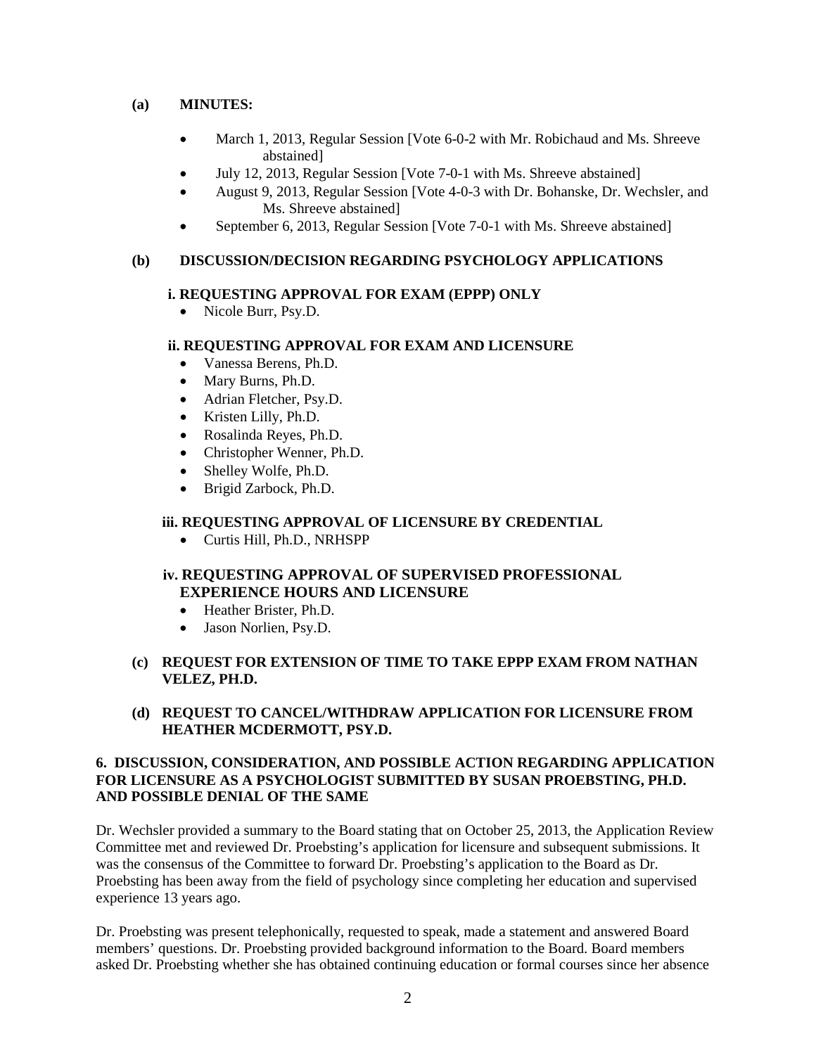**(a) MINUTES:**

- March 1, 2013, Regular Session [Vote 6-0-2 with Mr. Robichaud and Ms. Shreeve abstained]
- July 12, 2013, Regular Session [Vote 7-0-1 with Ms. Shreeve abstained]
- August 9, 2013, Regular Session [Vote 4-0-3 with Dr. Bohanske, Dr. Wechsler, and Ms. Shreeve abstained]
- September 6, 2013, Regular Session [Vote 7-0-1 with Ms. Shreeve abstained]

**(b) DISCUSSION/DECISION REGARDING PSYCHOLOGY APPLICATIONS**

**i. REQUESTING APPROVAL FOR EXAM (EPPP) ONLY**

- Nicole Burr, Psy.D.

**ii. REQUESTING APPROVAL FOR EXAM AND LICENSURE**

- Vanessa Berens, Ph.D.
- Mary Burns, Ph.D.
- Adrian Fletcher, Psy.D.
- Kristen Lilly, Ph.D.
- Rosalinda Reyes, Ph.D.
- Christopher Wenner, Ph.D.
- Shelley Wolfe, Ph.D.
- Brigid Zarbock, Ph.D.

**iii. REQUESTING APPROVAL OF LICENSURE BY CREDENTIAL**

- Curtis Hill, Ph.D., NRHSPP

**iv. REQUESTING APPROVAL OF SUPERVISED PROFESSIONAL EXPERIENCE HOURS AND LICENSURE**

- Heather Brister, Ph.D.
- Jason Norlien, Psy.D.

**(c) REQUEST FOR EXTENSION OF TIME TO TAKE EPPP EXAM FROM NATHAN VELEZ, PH.D.**

**(d) REQUEST TO CANCEL/WITHDRAW APPLICATION FOR LICENSURE FROM HEATHER MCDERMOTT, PSY.D.**

**6. DISCUSSION, CONSIDERATION, AND POSSIBLE ACTION REGARDING APPLICATION FOR LICENSURE AS A PSYCHOLOGIST SUBMITTED BY SUSAN PROEBSTING, PH.D. AND POSSIBLE DENIAL OF THE SAME**

Dr. Wechsler provided a summary to the Board stating that on October 25, 2013, the Application Review Committee met and reviewed Dr. Proebsting's application for licensure and subsequent submissions. It was the consensus of the Committee to forward Dr. Proebsting's application to the Board as Dr. Proebsting has been away from the field of psychology since completing her education and supervised experience 13 years ago.

Dr. Proebsting was present telephonically, requested to speak, made a statement and answered Board members' questions. Dr. Proebsting provided background information to the Board. Board members asked Dr. Proebsting whether she has obtained continuing education or formal courses since her absence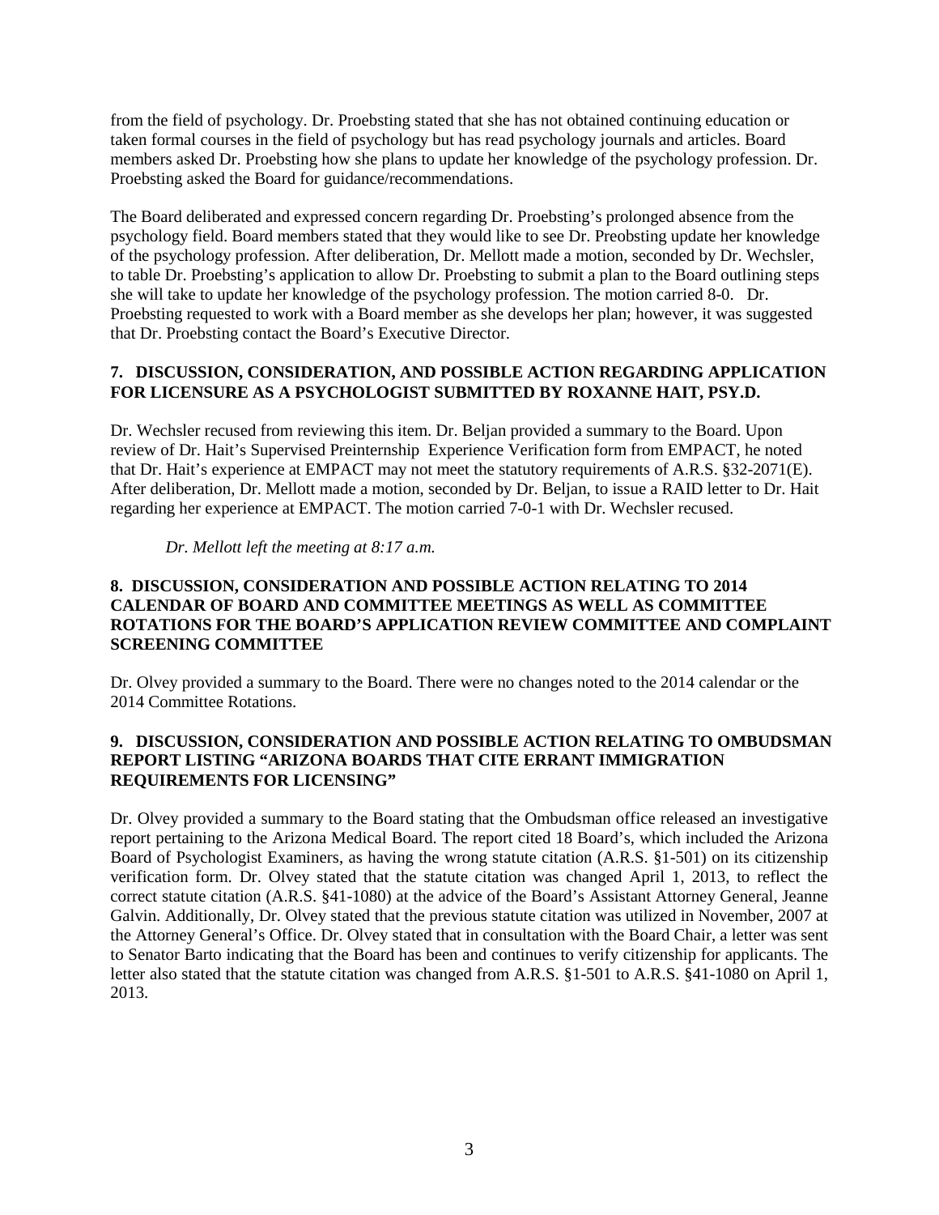from the field of psychology. Dr. Proebsting stated that she has not obtained continuing education or taken formal courses in the field of psychology but has read psychology journals and articles. Board members asked Dr. Proebsting how she plans to update her knowledge of the psychology profession. Dr. Proebsting asked the Board for guidance/recommendations.

The Board deliberated and expressed concern regarding Dr. Proebsting's prolonged absence from the psychology field. Board members stated that they would like to see Dr. Preobsting update her knowledge of the psychology profession. After deliberation, Dr. Mellott made a motion, seconded by Dr. Wechsler, to table Dr. Proebsting's application to allow Dr. Proebsting to submit a plan to the Board outlining steps she will take to update her knowledge of the psychology profession. The motion carried 8-0. Dr. Proebsting requested to work with a Board member as she develops her plan; however, it was suggested that Dr. Proebsting contact the Board's Executive Director.

**7. DISCUSSION, CONSIDERATION, AND POSSIBLE ACTION REGARDING APPLICATION FOR LICENSURE AS A PSYCHOLOGIST SUBMITTED BY ROXANNE HAIT, PSY.D.**

Dr. Wechsler recused from reviewing this item. Dr. Beljan provided a summary to the Board. Upon review of Dr. Hait's Supervised Preinternship Experience Verification form from EMPACT, he noted that Dr. Hait's experience at EMPACT may not meet the statutory requirements of A.R.S. §32-2071(E). After deliberation, Dr. Mellott made a motion, seconded by Dr. Beljan, to issue a RAID letter to Dr. Hait regarding her experience at EMPACT. The motion carried 7-0-1 with Dr. Wechsler recused.

*Dr. Mellott left the meeting at 8:17 a.m.*

**8. DISCUSSION, CONSIDERATION AND POSSIBLE ACTION RELATING TO 2014 CALENDAR OF BOARD AND COMMITTEE MEETINGS AS WELL AS COMMITTEE ROTATIONS FOR THE BOARD'S APPLICATION REVIEW COMMITTEE AND COMPLAINT SCREENING COMMITTEE**

Dr. Olvey provided a summary to the Board. There were no changes noted to the 2014 calendar or the 2014 Committee Rotations.

**9. DISCUSSION, CONSIDERATION AND POSSIBLE ACTION RELATING TO OMBUDSMAN REPORT LISTING "ARIZONA BOARDS THAT CITE ERRANT IMMIGRATION REQUIREMENTS FOR LICENSING"**

Dr. Olvey provided a summary to the Board stating that the Ombudsman office released an investigative report pertaining to the Arizona Medical Board. The report cited 18 Board's, which included the Arizona Board of Psychologist Examiners, as having the wrong statute citation (A.R.S. §1-501) on its citizenship verification form. Dr. Olvey stated that the statute citation was changed April 1, 2013, to reflect the correct statute citation (A.R.S. §41-1080) at the advice of the Board's Assistant Attorney General, Jeanne Galvin. Additionally, Dr. Olvey stated that the previous statute citation was utilized in November, 2007 at the Attorney General's Office. Dr. Olvey stated that in consultation with the Board Chair, a letter was sent to Senator Barto indicating that the Board has been and continues to verify citizenship for applicants. The letter also stated that the statute citation was changed from A.R.S. §1-501 to A.R.S. §41-1080 on April 1, 2013.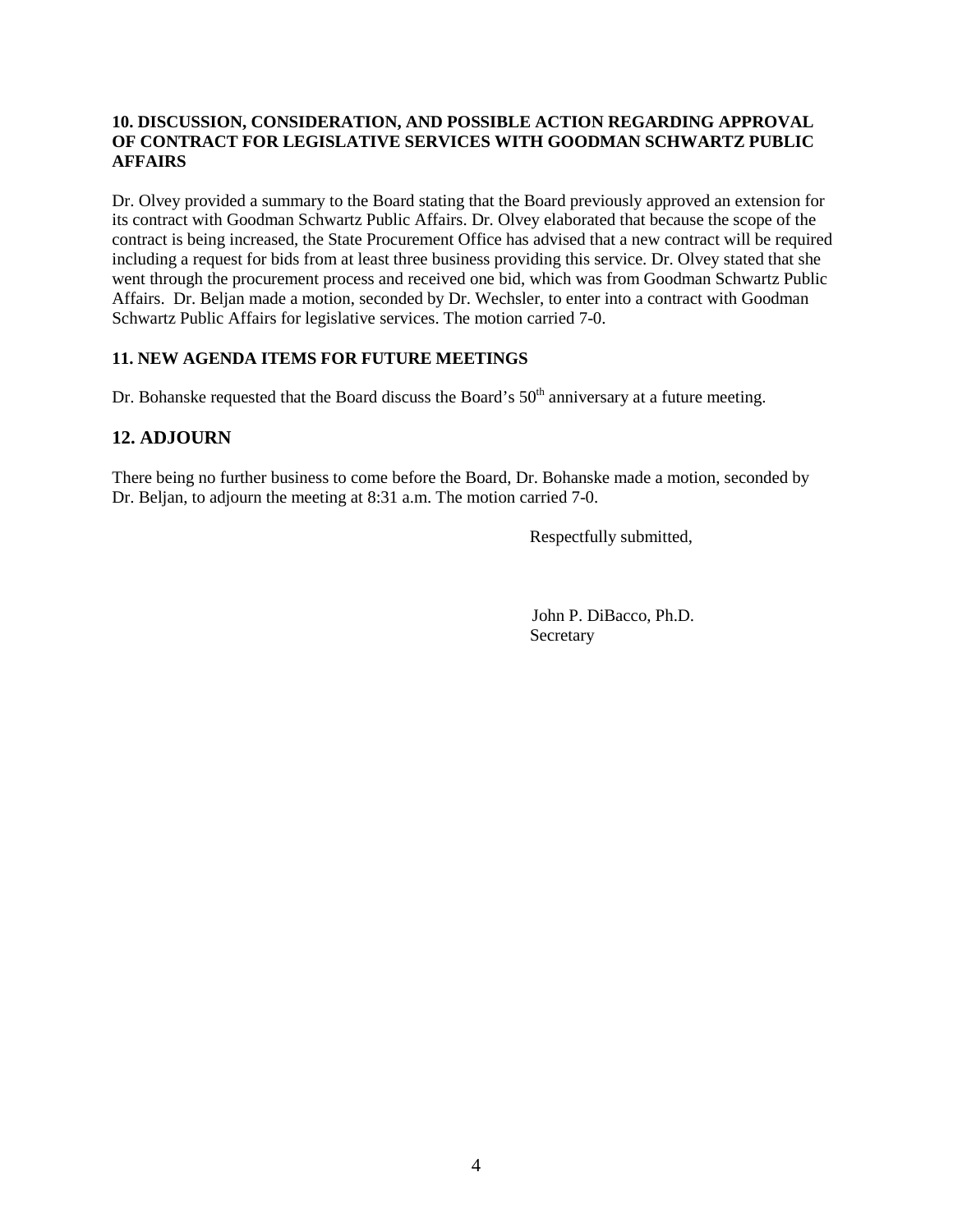**10. DISCUSSION, CONSIDERATION, AND POSSIBLE ACTION REGARDING APPROVAL OF CONTRACT FOR LEGISLATIVE SERVICES WITH GOODMAN SCHWARTZ PUBLIC AFFAIRS**

Dr. Olvey provided a summary to the Board stating that the Board previously approved an extension for its contract with Goodman Schwartz Public Affairs. Dr. Olvey elaborated that because the scope of the contract is being increased, the State Procurement Office has advised that a new contract will be required including a request for bids from at least three business providing this service. Dr. Olvey stated that she went through the procurement process and received one bid, which was from Goodman Schwartz Public Affairs. Dr. Beljan made a motion, seconded by Dr. Wechsler, to enter into a contract with Goodman Schwartz Public Affairs for legislative services. The motion carried 7-0.

**11. NEW AGENDA ITEMS FOR FUTURE MEETINGS**

Dr. Bohanske requested that the Board discuss the Board's 50th anniversary at a future meeting.

## 12. ADJOURN

There being no further business to come before the Board, Dr. Bohanske made a motion, seconded by Dr. Beljan, to adjourn the meeting at 8:31 a.m. The motion carried 7-0.

Respectfully submitted,

John P. DiBacco, Ph.D.
Secretary